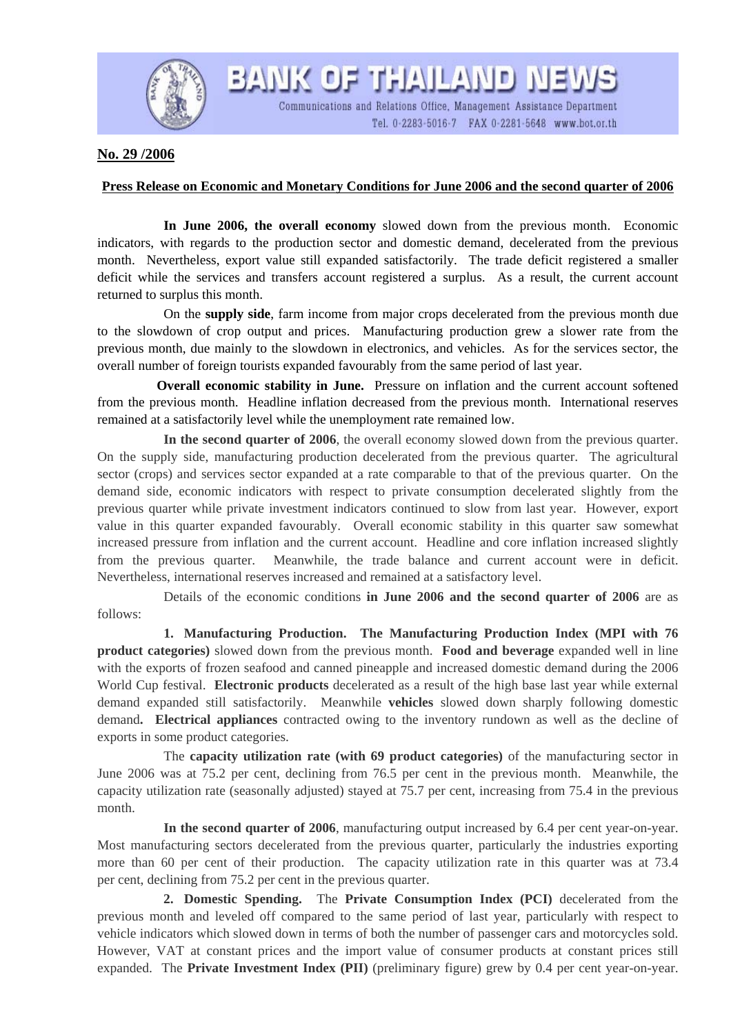# BANK OF THAILAND NEWS

Communications and Relations Office, Management Assistance Department
Tel. 0-2283-5016-7 FAX 0-2281-5648 www.bot.or.th

**No. 29 /2006**

**Press Release on Economic and Monetary Conditions for June 2006 and the second quarter of 2006**

**In June 2006, the overall economy** slowed down from the previous month. Economic indicators, with regards to the production sector and domestic demand, decelerated from the previous month. Nevertheless, export value still expanded satisfactorily. The trade deficit registered a smaller deficit while the services and transfers account registered a surplus. As a result, the current account returned to surplus this month.

On the **supply side**, farm income from major crops decelerated from the previous month due to the slowdown of crop output and prices. Manufacturing production grew a slower rate from the previous month, due mainly to the slowdown in electronics, and vehicles. As for the services sector, the overall number of foreign tourists expanded favourably from the same period of last year.

**Overall economic stability in June.** Pressure on inflation and the current account softened from the previous month. Headline inflation decreased from the previous month. International reserves remained at a satisfactorily level while the unemployment rate remained low.

**In the second quarter of 2006**, the overall economy slowed down from the previous quarter. On the supply side, manufacturing production decelerated from the previous quarter. The agricultural sector (crops) and services sector expanded at a rate comparable to that of the previous quarter. On the demand side, economic indicators with respect to private consumption decelerated slightly from the previous quarter while private investment indicators continued to slow from last year. However, export value in this quarter expanded favourably. Overall economic stability in this quarter saw somewhat increased pressure from inflation and the current account. Headline and core inflation increased slightly from the previous quarter. Meanwhile, the trade balance and current account were in deficit. Nevertheless, international reserves increased and remained at a satisfactory level.

Details of the economic conditions **in June 2006 and the second quarter of 2006** are as follows:

**1. Manufacturing Production. The Manufacturing Production Index (MPI with 76 product categories)** slowed down from the previous month. **Food and beverage** expanded well in line with the exports of frozen seafood and canned pineapple and increased domestic demand during the 2006 World Cup festival. **Electronic products** decelerated as a result of the high base last year while external demand expanded still satisfactorily. Meanwhile **vehicles** slowed down sharply following domestic demand**. Electrical appliances** contracted owing to the inventory rundown as well as the decline of exports in some product categories.

The **capacity utilization rate (with 69 product categories)** of the manufacturing sector in June 2006 was at 75.2 per cent, declining from 76.5 per cent in the previous month. Meanwhile, the capacity utilization rate (seasonally adjusted) stayed at 75.7 per cent, increasing from 75.4 in the previous month.

**In the second quarter of 2006**, manufacturing output increased by 6.4 per cent year-on-year. Most manufacturing sectors decelerated from the previous quarter, particularly the industries exporting more than 60 per cent of their production. The capacity utilization rate in this quarter was at 73.4 per cent, declining from 75.2 per cent in the previous quarter.

**2. Domestic Spending.** The **Private Consumption Index (PCI)** decelerated from the previous month and leveled off compared to the same period of last year, particularly with respect to vehicle indicators which slowed down in terms of both the number of passenger cars and motorcycles sold. However, VAT at constant prices and the import value of consumer products at constant prices still expanded. The **Private Investment Index (PII)** (preliminary figure) grew by 0.4 per cent year-on-year.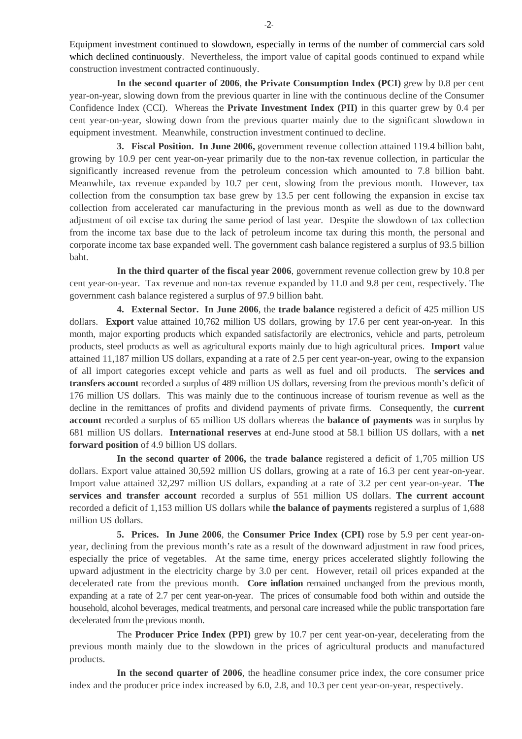Equipment investment continued to slowdown, especially in terms of the number of commercial cars sold which declined continuously. Nevertheless, the import value of capital goods continued to expand while construction investment contracted continuously.

**In the second quarter of 2006**, **the Private Consumption Index (PCI)** grew by 0.8 per cent year-on-year, slowing down from the previous quarter in line with the continuous decline of the Consumer Confidence Index (CCI). Whereas the **Private Investment Index (PII)** in this quarter grew by 0.4 per cent year-on-year, slowing down from the previous quarter mainly due to the significant slowdown in equipment investment. Meanwhile, construction investment continued to decline.

**3. Fiscal Position. In June 2006,** government revenue collection attained 119.4 billion baht, growing by 10.9 per cent year-on-year primarily due to the non-tax revenue collection, in particular the significantly increased revenue from the petroleum concession which amounted to 7.8 billion baht. Meanwhile, tax revenue expanded by 10.7 per cent, slowing from the previous month. However, tax collection from the consumption tax base grew by 13.5 per cent following the expansion in excise tax collection from accelerated car manufacturing in the previous month as well as due to the downward adjustment of oil excise tax during the same period of last year. Despite the slowdown of tax collection from the income tax base due to the lack of petroleum income tax during this month, the personal and corporate income tax base expanded well. The government cash balance registered a surplus of 93.5 billion baht.

**In the third quarter of the fiscal year 2006**, government revenue collection grew by 10.8 per cent year-on-year. Tax revenue and non-tax revenue expanded by 11.0 and 9.8 per cent, respectively. The government cash balance registered a surplus of 97.9 billion baht.

**4. External Sector. In June 2006**, the **trade balance** registered a deficit of 425 million US dollars. **Export** value attained 10,762 million US dollars, growing by 17.6 per cent year-on-year. In this month, major exporting products which expanded satisfactorily are electronics, vehicle and parts, petroleum products, steel products as well as agricultural exports mainly due to high agricultural prices. **Import** value attained 11,187 million US dollars, expanding at a rate of 2.5 per cent year-on-year, owing to the expansion of all import categories except vehicle and parts as well as fuel and oil products. The **services and transfers account** recorded a surplus of 489 million US dollars, reversing from the previous month's deficit of 176 million US dollars. This was mainly due to the continuous increase of tourism revenue as well as the decline in the remittances of profits and dividend payments of private firms. Consequently, the **current account** recorded a surplus of 65 million US dollars whereas the **balance of payments** was in surplus by 681 million US dollars. **International reserves** at end-June stood at 58.1 billion US dollars, with a **net forward position** of 4.9 billion US dollars.

**In the second quarter of 2006,** the **trade balance** registered a deficit of 1,705 million US dollars. Export value attained 30,592 million US dollars, growing at a rate of 16.3 per cent year-on-year. Import value attained 32,297 million US dollars, expanding at a rate of 3.2 per cent year-on-year. **The services and transfer account** recorded a surplus of 551 million US dollars. **The current account** recorded a deficit of 1,153 million US dollars while **the balance of payments** registered a surplus of 1,688 million US dollars.

**5. Prices. In June 2006**, the **Consumer Price Index (CPI)** rose by 5.9 per cent year-on-year, declining from the previous month's rate as a result of the downward adjustment in raw food prices, especially the price of vegetables. At the same time, energy prices accelerated slightly following the upward adjustment in the electricity charge by 3.0 per cent. However, retail oil prices expanded at the decelerated rate from the previous month. **Core inflation** remained unchanged from the previous month, expanding at a rate of 2.7 per cent year-on-year. The prices of consumable food both within and outside the household, alcohol beverages, medical treatments, and personal care increased while the public transportation fare decelerated from the previous month.

The **Producer Price Index (PPI)** grew by 10.7 per cent year-on-year, decelerating from the previous month mainly due to the slowdown in the prices of agricultural products and manufactured products.

**In the second quarter of 2006**, the headline consumer price index, the core consumer price index and the producer price index increased by 6.0, 2.8, and 10.3 per cent year-on-year, respectively.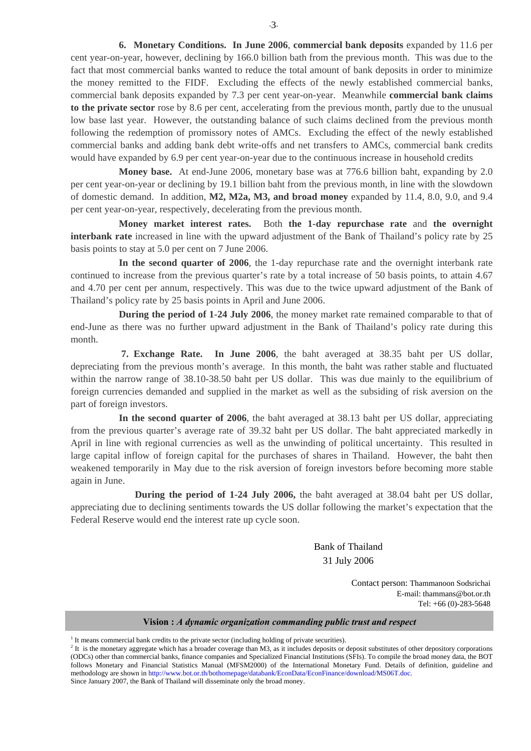**6. Monetary Conditions. In June 2006**, **commercial bank deposits** expanded by 11.6 per cent year-on-year, however, declining by 166.0 billion bath from the previous month. This was due to the fact that most commercial banks wanted to reduce the total amount of bank deposits in order to minimize the money remitted to the FIDF. Excluding the effects of the newly established commercial banks, commercial bank deposits expanded by 7.3 per cent year-on-year. Meanwhile **commercial bank claims to the private sector** rose by 8.6 per cent, accelerating from the previous month, partly due to the unusual low base last year. However, the outstanding balance of such claims declined from the previous month following the redemption of promissory notes of AMCs. Excluding the effect of the newly established commercial banks and adding bank debt write-offs and net transfers to AMCs, commercial bank credits would have expanded by 6.9 per cent year-on-year due to the continuous increase in household credits

**Money base.** At end-June 2006, monetary base was at 776.6 billion baht, expanding by 2.0 per cent year-on-year or declining by 19.1 billion baht from the previous month, in line with the slowdown of domestic demand. In addition, **M2, M2a, M3, and broad money** expanded by 11.4, 8.0, 9.0, and 9.4 per cent year-on-year, respectively, decelerating from the previous month.

**Money market interest rates.** Both **the 1-day repurchase rate** and **the overnight interbank rate** increased in line with the upward adjustment of the Bank of Thailand's policy rate by 25 basis points to stay at 5.0 per cent on 7 June 2006.

**In the second quarter of 2006**, the 1-day repurchase rate and the overnight interbank rate continued to increase from the previous quarter's rate by a total increase of 50 basis points, to attain 4.67 and 4.70 per cent per annum, respectively. This was due to the twice upward adjustment of the Bank of Thailand's policy rate by 25 basis points in April and June 2006.

**During the period of 1-24 July 2006**, the money market rate remained comparable to that of end-June as there was no further upward adjustment in the Bank of Thailand's policy rate during this month.

**7. Exchange Rate. In June 2006**, the baht averaged at 38.35 baht per US dollar, depreciating from the previous month's average. In this month, the baht was rather stable and fluctuated within the narrow range of 38.10-38.50 baht per US dollar. This was due mainly to the equilibrium of foreign currencies demanded and supplied in the market as well as the subsiding of risk aversion on the part of foreign investors.

**In the second quarter of 2006**, the baht averaged at 38.13 baht per US dollar, appreciating from the previous quarter's average rate of 39.32 baht per US dollar. The baht appreciated markedly in April in line with regional currencies as well as the unwinding of political uncertainty. This resulted in large capital inflow of foreign capital for the purchases of shares in Thailand. However, the baht then weakened temporarily in May due to the risk aversion of foreign investors before becoming more stable again in June.

**During the period of 1-24 July 2006,** the baht averaged at 38.04 baht per US dollar, appreciating due to declining sentiments towards the US dollar following the market's expectation that the Federal Reserve would end the interest rate up cycle soon.

Bank of Thailand
31 July 2006

Contact person: Thammanoon Sodsrichai
E-mail: thammans@bot.or.th
Tel: +66 (0)-283-5648

**Vision :** ***A dynamic organization commanding public trust and respect***

[1] It means commercial bank credits to the private sector (including holding of private securities).

[2] It is the monetary aggregate which has a broader coverage than M3, as it includes deposits or deposit substitutes of other depository corporations (ODCs) other than commercial banks, finance companies and Specialized Financial Institutions (SFIs). To compile the broad money data, the BOT follows Monetary and Financial Statistics Manual (MFSM2000) of the International Monetary Fund. Details of definition, guideline and methodology are shown in http://www.bot.or.th/bothomepage/databank/EconData/EconFinance/download/MS06T.doc.
Since January 2007, the Bank of Thailand will disseminate only the broad money.